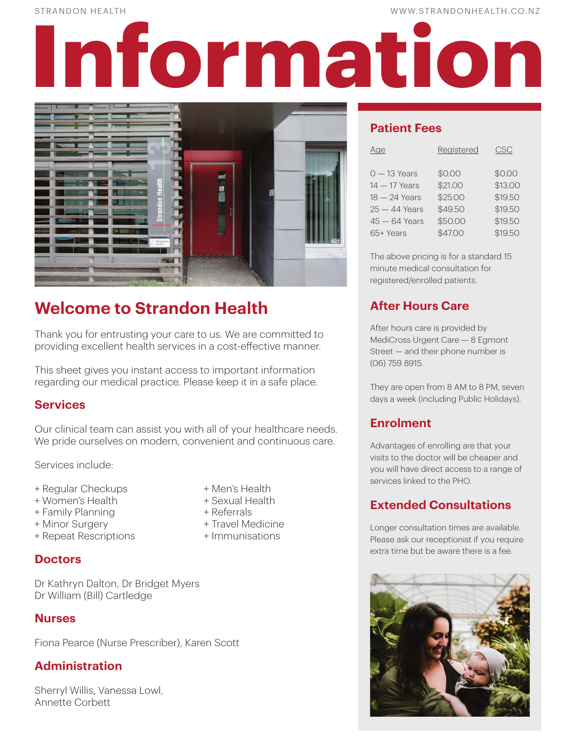# Information

## Welcome to Strandon Health

Thank you for entrusting your care to us. We are committed to providing excellent health services in a cost-effective manner.

This sheet gives you instant access to important information regarding our medical practice. Please keep it in a safe place.

### Services

Our clinical team can assist you with all of your healthcare needs. We pride ourselves on modern, convenient and continuous care.

Services include:

+ Regular Checkups
+ Women's Health
+ Family Planning
+ Minor Surgery
+ Repeat Rescriptions
+ Men's Health
+ Sexual Health
+ Referrals
+ Travel Medicine
+ Immunisations

### Doctors

Dr Kathryn Dalton, Dr Bridget Myers
Dr William (Bill) Cartledge

### Nurses

Fiona Pearce (Nurse Prescriber), Karen Scott

### Administration

Sherryl Willis, Vanessa Lowl,
Annette Corbett

### Patient Fees

| Age | Registered | CSC |
|---|---|---|
| 0 — 13 Years | $0.00 | $0.00 |
| 14 — 17 Years | $21.00 | $13.00 |
| 18 — 24 Years | $25.00 | $19.50 |
| 25 — 44 Years | $49.50 | $19.50 |
| 45 — 64 Years | $50.00 | $19.50 |
| 65+ Years | $47.00 | $19.50 |

The above pricing is for a standard 15 minute medical consultation for registered/enrolled patients.

### After Hours Care

After hours care is provided by MediCross Urgent Care — 8 Egmont Street — and their phone number is (06) 759 8915.

They are open from 8 AM to 8 PM, seven days a week (including Public Holidays).

### Enrolment

Advantages of enrolling are that your visits to the doctor will be cheaper and you will have direct access to a range of services linked to the PHO.

### Extended Consultations

Longer consultation times are available. Please ask our receptionist if you require extra time but be aware there is a fee.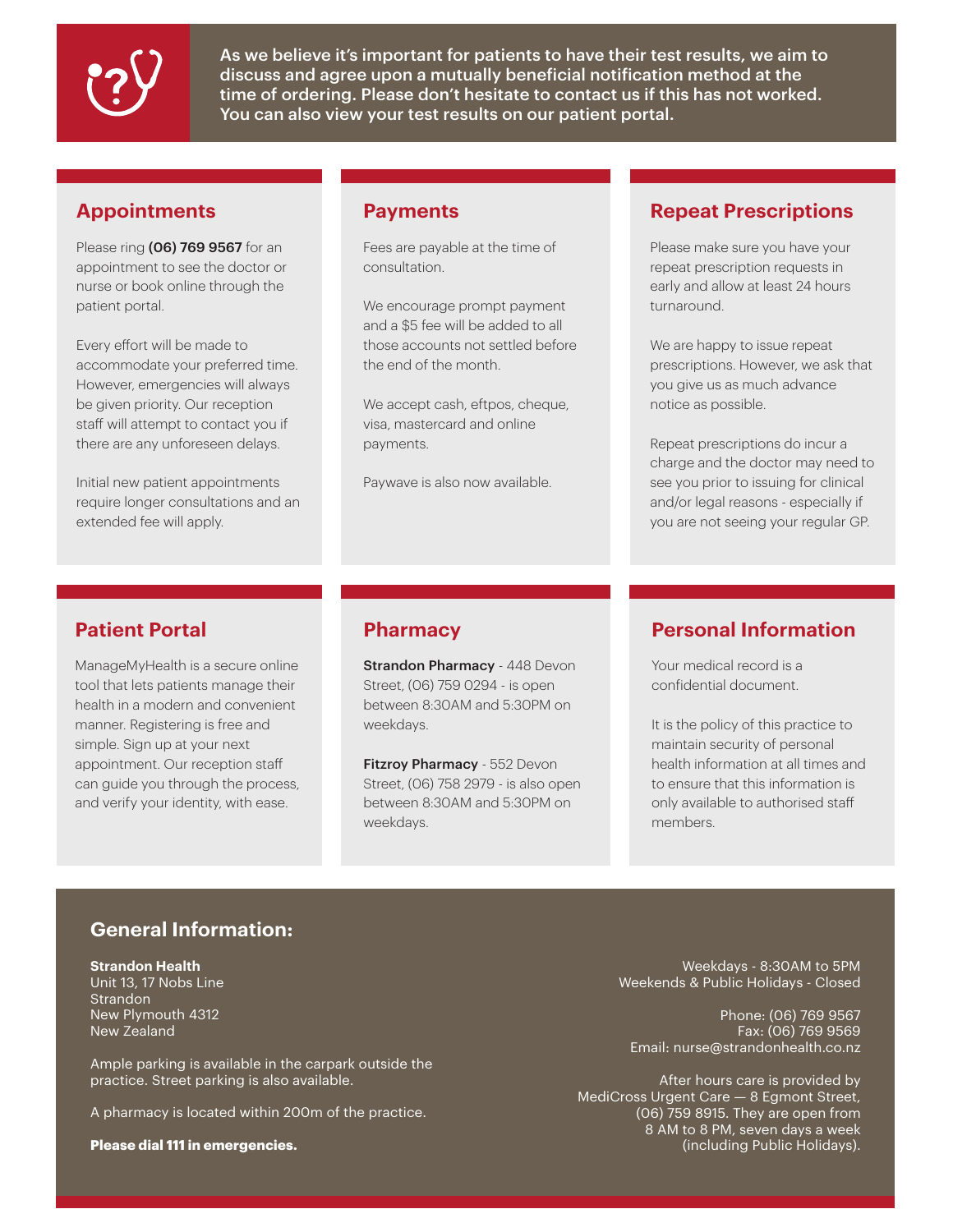As we believe it's important for patients to have their test results, we aim to discuss and agree upon a mutually beneficial notification method at the time of ordering. Please don't hesitate to contact us if this has not worked. You can also view your test results on our patient portal.

## Appointments

Please ring **(06) 769 9567** for an appointment to see the doctor or nurse or book online through the patient portal.

Every effort will be made to accommodate your preferred time. However, emergencies will always be given priority. Our reception staff will attempt to contact you if there are any unforeseen delays.

Initial new patient appointments require longer consultations and an extended fee will apply.

## Payments

Fees are payable at the time of consultation.

We encourage prompt payment and a $5 fee will be added to all those accounts not settled before the end of the month.

We accept cash, eftpos, cheque, visa, mastercard and online payments.

Paywave is also now available.

## Repeat Prescriptions

Please make sure you have your repeat prescription requests in early and allow at least 24 hours turnaround.

We are happy to issue repeat prescriptions. However, we ask that you give us as much advance notice as possible.

Repeat prescriptions do incur a charge and the doctor may need to see you prior to issuing for clinical and/or legal reasons - especially if you are not seeing your regular GP.

## Patient Portal

ManageMyHealth is a secure online tool that lets patients manage their health in a modern and convenient manner. Registering is free and simple. Sign up at your next appointment. Our reception staff can guide you through the process, and verify your identity, with ease.

## Pharmacy

**Strandon Pharmacy** - 448 Devon Street, (06) 759 0294 - is open between 8:30AM and 5:30PM on weekdays.

**Fitzroy Pharmacy** - 552 Devon Street, (06) 758 2979 - is also open between 8:30AM and 5:30PM on weekdays.

## Personal Information

Your medical record is a confidential document.

It is the policy of this practice to maintain security of personal health information at all times and to ensure that this information is only available to authorised staff members.

## General Information:

**Strandon Health**
Unit 13, 17 Nobs Line
Strandon
New Plymouth 4312
New Zealand

Ample parking is available in the carpark outside the practice. Street parking is also available.

A pharmacy is located within 200m of the practice.

**Please dial 111 in emergencies.**

Weekdays - 8:30AM to 5PM
Weekends & Public Holidays - Closed

Phone: (06) 769 9567
Fax: (06) 769 9569
Email: nurse@strandonhealth.co.nz

After hours care is provided by MediCross Urgent Care — 8 Egmont Street, (06) 759 8915. They are open from 8 AM to 8 PM, seven days a week (including Public Holidays).